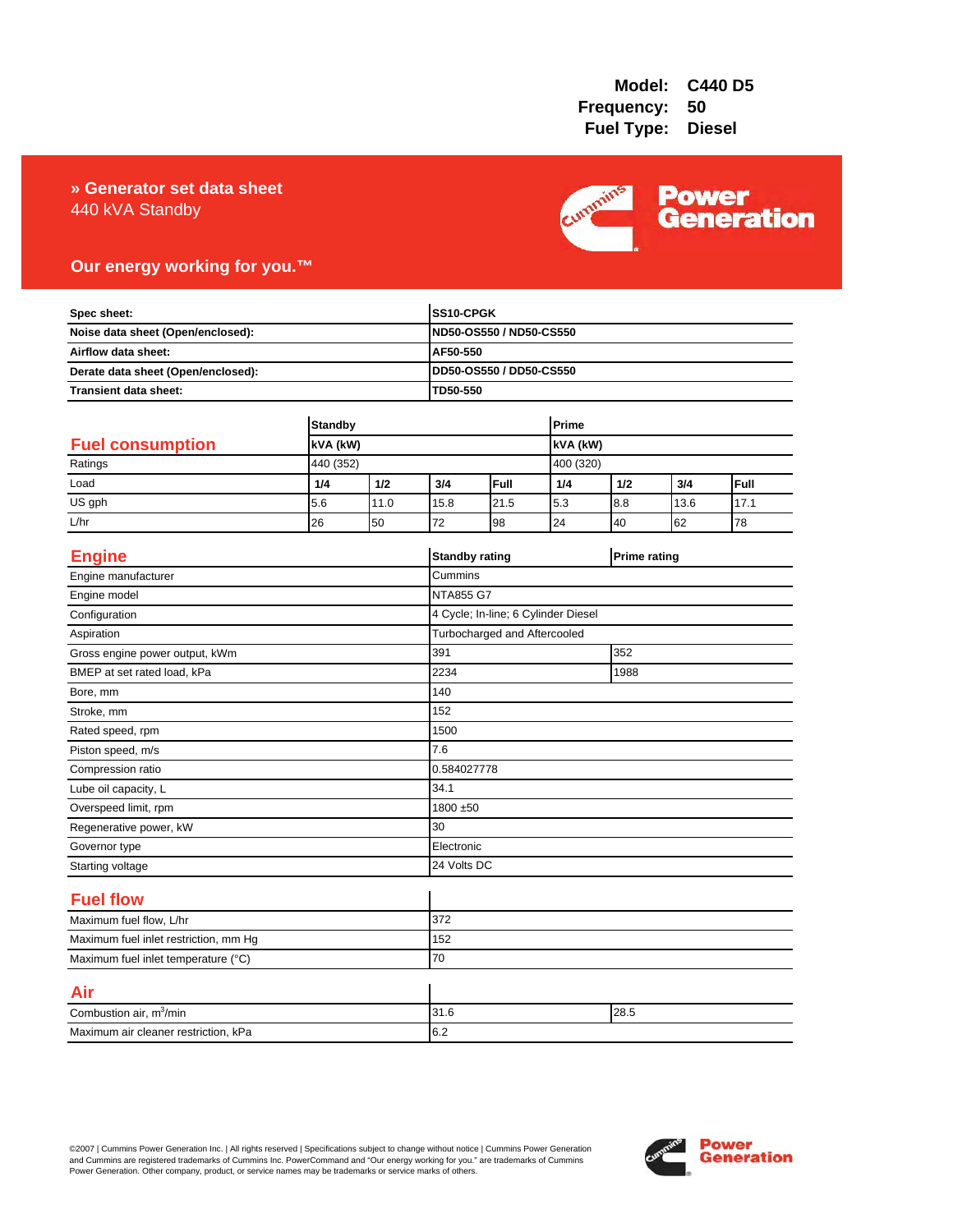**Model:** C440 D5
**Frequency:** 50
**Fuel Type:** Diesel

# » Generator set data sheet

440 kVA Standby

**Our energy working for you.™**

| | |
|---|---|
| **Spec sheet:** | **SS10-CPGK** |
| **Noise data sheet (Open/enclosed):** | **ND50-OS550 / ND50-CS550** |
| **Airflow data sheet:** | **AF50-550** |
| **Derate data sheet (Open/enclosed):** | **DD50-OS550 / DD50-CS550** |
| **Transient data sheet:** | **TD50-550** |

## Fuel consumption

| | **Standby** | | | | **Prime** | | | |
|---|---|---|---|---|---|---|---|---|
| | **kVA (kW)** | | | | **kVA (kW)** | | | |
| Ratings | 440 (352) | | | | 400 (320) | | | |
| Load | **1/4** | **1/2** | **3/4** | **Full** | **1/4** | **1/2** | **3/4** | **Full** |
| US gph | 5.6 | 11.0 | 15.8 | 21.5 | 5.3 | 8.8 | 13.6 | 17.1 |
| L/hr | 26 | 50 | 72 | 98 | 24 | 40 | 62 | 78 |

## Engine

| | **Standby rating** | **Prime rating** |
|---|---|---|
| Engine manufacturer | Cummins | |
| Engine model | NTA855 G7 | |
| Configuration | 4 Cycle; In-line; 6 Cylinder Diesel | |
| Aspiration | Turbocharged and Aftercooled | |
| Gross engine power output, kWm | 391 | 352 |
| BMEP at set rated load, kPa | 2234 | 1988 |
| Bore, mm | 140 | |
| Stroke, mm | 152 | |
| Rated speed, rpm | 1500 | |
| Piston speed, m/s | 7.6 | |
| Compression ratio | 0.584027778 | |
| Lube oil capacity, L | 34.1 | |
| Overspeed limit, rpm | 1800 ±50 | |
| Regenerative power, kW | 30 | |
| Governor type | Electronic | |
| Starting voltage | 24 Volts DC | |

## Fuel flow

| | |
|---|---|
| Maximum fuel flow, L/hr | 372 |
| Maximum fuel inlet restriction, mm Hg | 152 |
| Maximum fuel inlet temperature (°C) | 70 |

## Air

| | | |
|---|---|---|
| Combustion air, $m^3$/min | 31.6 | 28.5 |
| Maximum air cleaner restriction, kPa | 6.2 | |

©2007 | Cummins Power Generation Inc. | All rights reserved | Specifications subject to change without notice | Cummins Power Generation and Cummins are registered trademarks of Cummins Inc. PowerCommand and "Our energy working for you." are trademarks of Cummins Power Generation. Other company, product, or service names may be trademarks or service marks of others.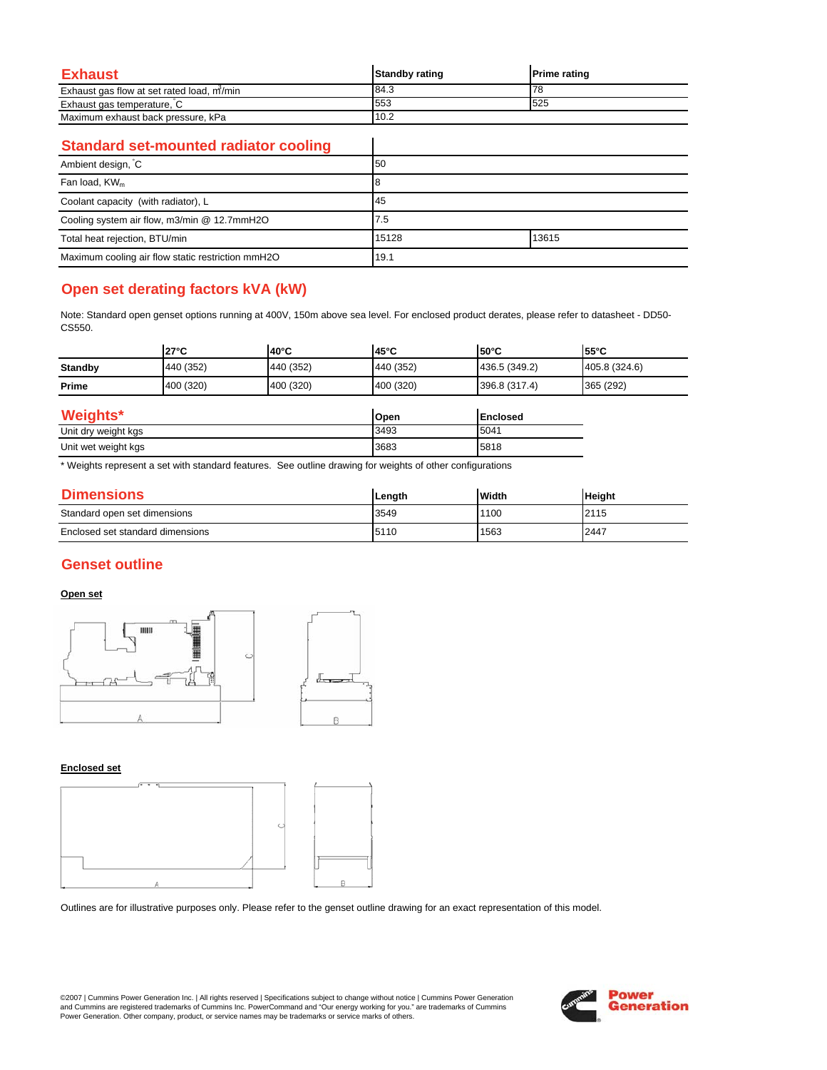## Exhaust

| Exhaust | Standby rating | Prime rating |
|---|---|---|
| Exhaust gas flow at set rated load, $m^3$/min | 84.3 | 78 |
| Exhaust gas temperature, °C | 553 | 525 |
| Maximum exhaust back pressure, kPa | 10.2 | |

## Standard set-mounted radiator cooling

| Standard set-mounted radiator cooling | | |
|---|---|---|
| Ambient design, °C | 50 | |
| Fan load, $KW_m$ | 8 | |
| Coolant capacity (with radiator), L | 45 | |
| Cooling system air flow, m3/min @ 12.7mmH2O | 7.5 | |
| Total heat rejection, BTU/min | 15128 | 13615 |
| Maximum cooling air flow static restriction mmH2O | 19.1 | |

## Open set derating factors kVA (kW)

Note: Standard open genset options running at 400V, 150m above sea level. For enclosed product derates, please refer to datasheet - DD50-CS550.

| | 27°C | 40°C | 45°C | 50°C | 55°C |
|---|---|---|---|---|---|
| **Standby** | 440 (352) | 440 (352) | 440 (352) | 436.5 (349.2) | 405.8 (324.6) |
| **Prime** | 400 (320) | 400 (320) | 400 (320) | 396.8 (317.4) | 365 (292) |

## Weights*

| Weights* | Open | Enclosed |
|---|---|---|
| Unit dry weight kgs | 3493 | 5041 |
| Unit wet weight kgs | 3683 | 5818 |

* Weights represent a set with standard features. See outline drawing for weights of other configurations

## Dimensions

| Dimensions | Length | Width | Height |
|---|---|---|---|
| Standard open set dimensions | 3549 | 1100 | 2115 |
| Enclosed set standard dimensions | 5110 | 1563 | 2447 |

## Genset outline

**Open set**

**Enclosed set**

Outlines are for illustrative purposes only. Please refer to the genset outline drawing for an exact representation of this model.

©2007 | Cummins Power Generation Inc. | All rights reserved | Specifications subject to change without notice | Cummins Power Generation and Cummins are registered trademarks of Cummins Inc. PowerCommand and "Our energy working for you." are trademarks of Cummins Power Generation. Other company, product, or service names may be trademarks or service marks of others.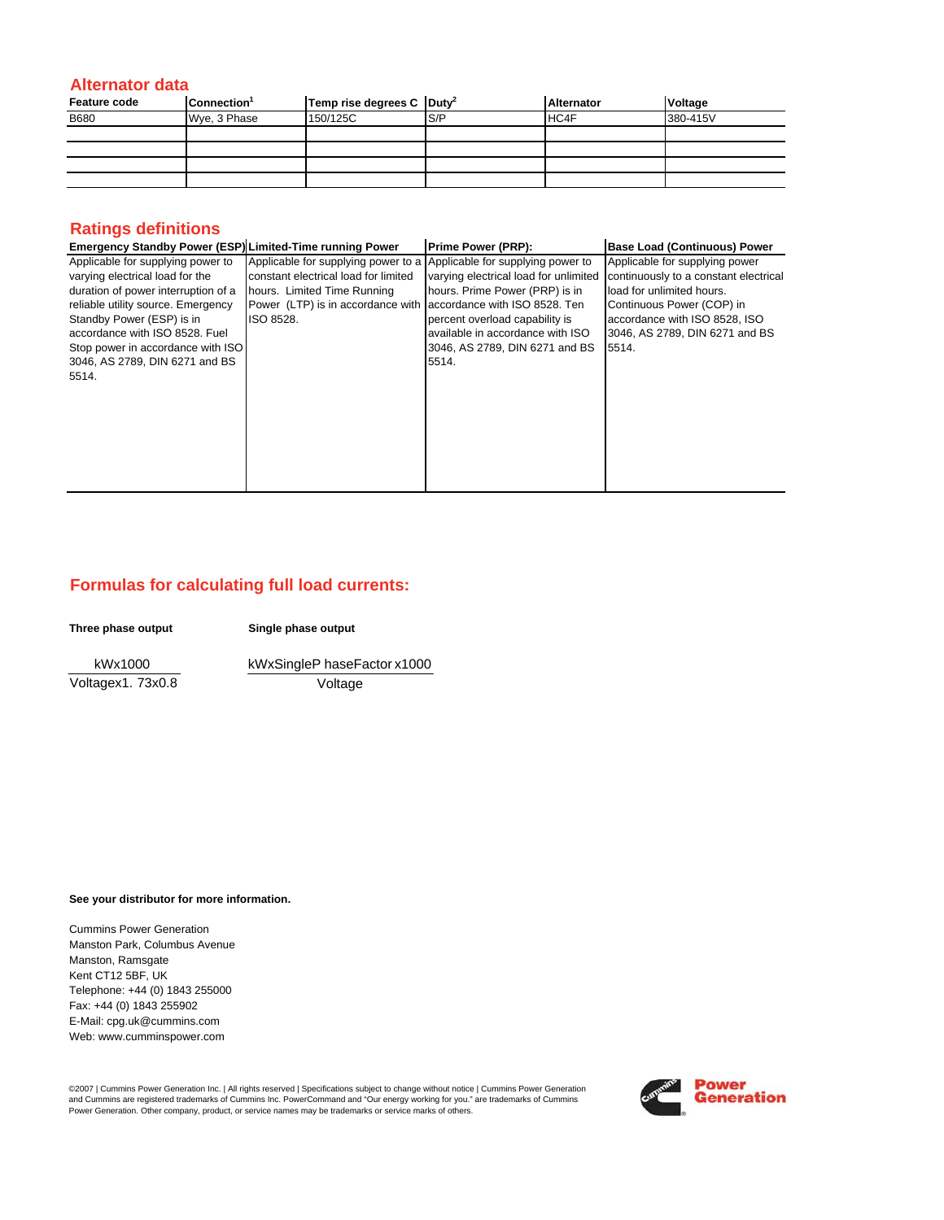## Alternator data

| Feature code | Connection[1] | Temp rise degrees C | Duty[2] | Alternator | Voltage |
|---|---|---|---|---|---|
| B680 | Wye, 3 Phase | 150/125C | S/P | HC4F | 380-415V |
| | | | | | |
| | | | | | |
| | | | | | |
| | | | | | |

## Ratings definitions

| Emergency Standby Power (ESP) | Limited-Time running Power | Prime Power (PRP): | Base Load (Continuous) Power |
|---|---|---|---|
| Applicable for supplying power to varying electrical load for the duration of power interruption of a reliable utility source. Emergency Standby Power (ESP) is in accordance with ISO 8528. Fuel Stop power in accordance with ISO 3046, AS 2789, DIN 6271 and BS 5514. | Applicable for supplying power to a constant electrical load for limited hours. Limited Time Running Power (LTP) is in accordance with ISO 8528. | Applicable for supplying power to varying electrical load for unlimited hours. Prime Power (PRP) is in accordance with ISO 8528. Ten percent overload capability is available in accordance with ISO 3046, AS 2789, DIN 6271 and BS 5514. | Applicable for supplying power continuously to a constant electrical load for unlimited hours. Continuous Power (COP) in accordance with ISO 8528, ISO 3046, AS 2789, DIN 6271 and BS 5514. |

## Formulas for calculating full load currents:

**Three phase output**

$$\frac{kW \times 1000}{Voltage \times 1.73 \times 0.8}$$

**Single phase output**

$$\frac{kW \times SinglePhaseFactor \times 1000}{Voltage}$$

**See your distributor for more information.**

Cummins Power Generation
Manston Park, Columbus Avenue
Manston, Ramsgate
Kent CT12 5BF, UK
Telephone: +44 (0) 1843 255000
Fax: +44 (0) 1843 255902
E-Mail: cpg.uk@cummins.com
Web: www.cumminspower.com

©2007 | Cummins Power Generation Inc. | All rights reserved | Specifications subject to change without notice | Cummins Power Generation and Cummins are registered trademarks of Cummins Inc. PowerCommand and "Our energy working for you." are trademarks of Cummins Power Generation. Other company, product, or service names may be trademarks or service marks of others.

Power Generation